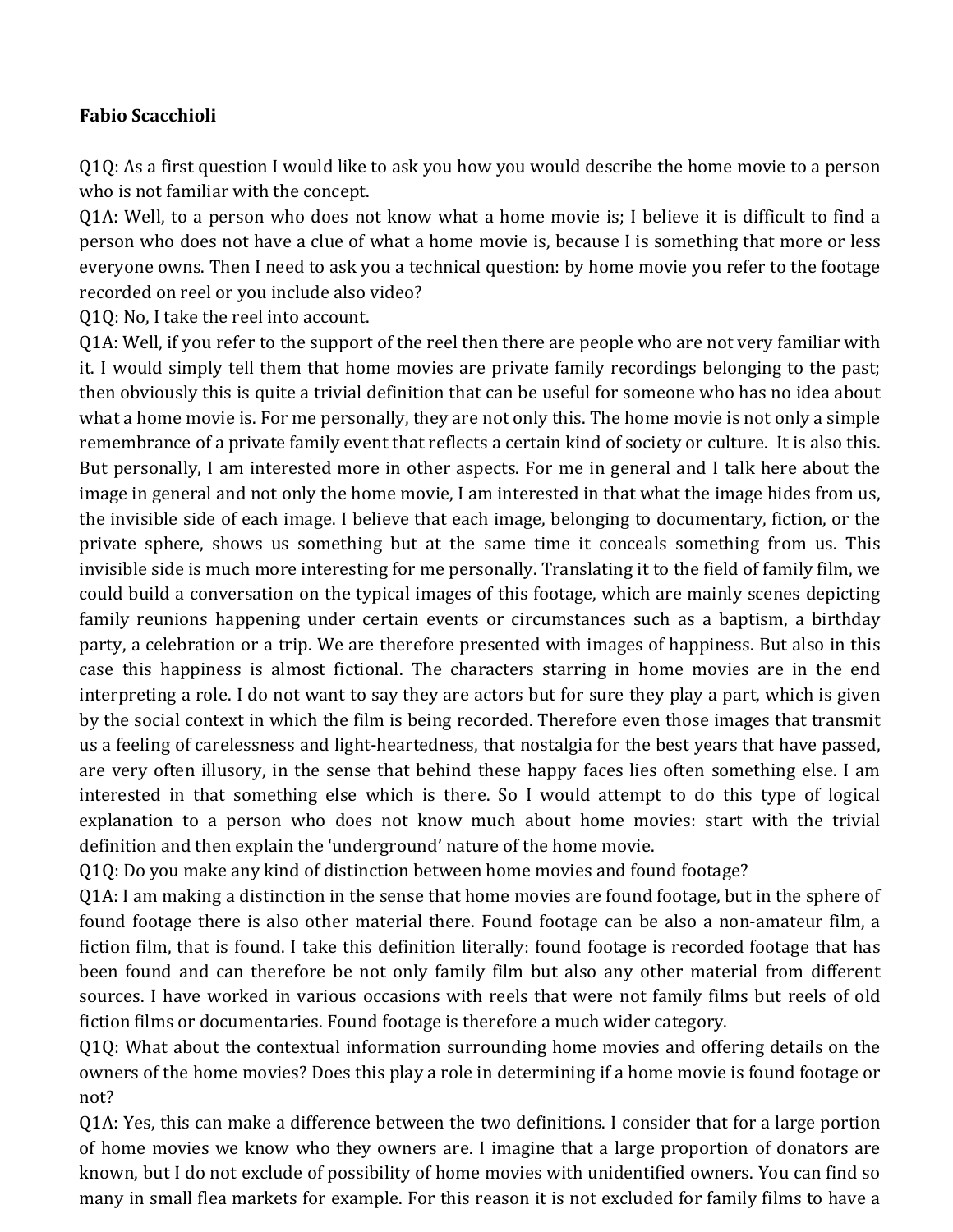**Fabio Scacchioli**

Q1Q: As a first question I would like to ask you how you would describe the home movie to a person who is not familiar with the concept.

Q1A: Well, to a person who does not know what a home movie is; I believe it is difficult to find a person who does not have a clue of what a home movie is, because I is something that more or less everyone owns. Then I need to ask you a technical question: by home movie you refer to the footage recorded on reel or you include also video?

Q1Q: No, I take the reel into account.

Q1A: Well, if you refer to the support of the reel then there are people who are not very familiar with it. I would simply tell them that home movies are private family recordings belonging to the past; then obviously this is quite a trivial definition that can be useful for someone who has no idea about what a home movie is. For me personally, they are not only this. The home movie is not only a simple remembrance of a private family event that reflects a certain kind of society or culture. It is also this. But personally, I am interested more in other aspects. For me in general and I talk here about the image in general and not only the home movie, I am interested in that what the image hides from us, the invisible side of each image. I believe that each image, belonging to documentary, fiction, or the private sphere, shows us something but at the same time it conceals something from us. This invisible side is much more interesting for me personally. Translating it to the field of family film, we could build a conversation on the typical images of this footage, which are mainly scenes depicting family reunions happening under certain events or circumstances such as a baptism, a birthday party, a celebration or a trip. We are therefore presented with images of happiness. But also in this case this happiness is almost fictional. The characters starring in home movies are in the end interpreting a role. I do not want to say they are actors but for sure they play a part, which is given by the social context in which the film is being recorded. Therefore even those images that transmit us a feeling of carelessness and light-heartedness, that nostalgia for the best years that have passed, are very often illusory, in the sense that behind these happy faces lies often something else. I am interested in that something else which is there. So I would attempt to do this type of logical explanation to a person who does not know much about home movies: start with the trivial definition and then explain the 'underground' nature of the home movie.

Q1Q: Do you make any kind of distinction between home movies and found footage?

Q1A: I am making a distinction in the sense that home movies are found footage, but in the sphere of found footage there is also other material there. Found footage can be also a non-amateur film, a fiction film, that is found. I take this definition literally: found footage is recorded footage that has been found and can therefore be not only family film but also any other material from different sources. I have worked in various occasions with reels that were not family films but reels of old fiction films or documentaries. Found footage is therefore a much wider category.

Q1Q: What about the contextual information surrounding home movies and offering details on the owners of the home movies? Does this play a role in determining if a home movie is found footage or not?

Q1A: Yes, this can make a difference between the two definitions. I consider that for a large portion of home movies we know who they owners are. I imagine that a large proportion of donators are known, but I do not exclude of possibility of home movies with unidentified owners. You can find so many in small flea markets for example. For this reason it is not excluded for family films to have a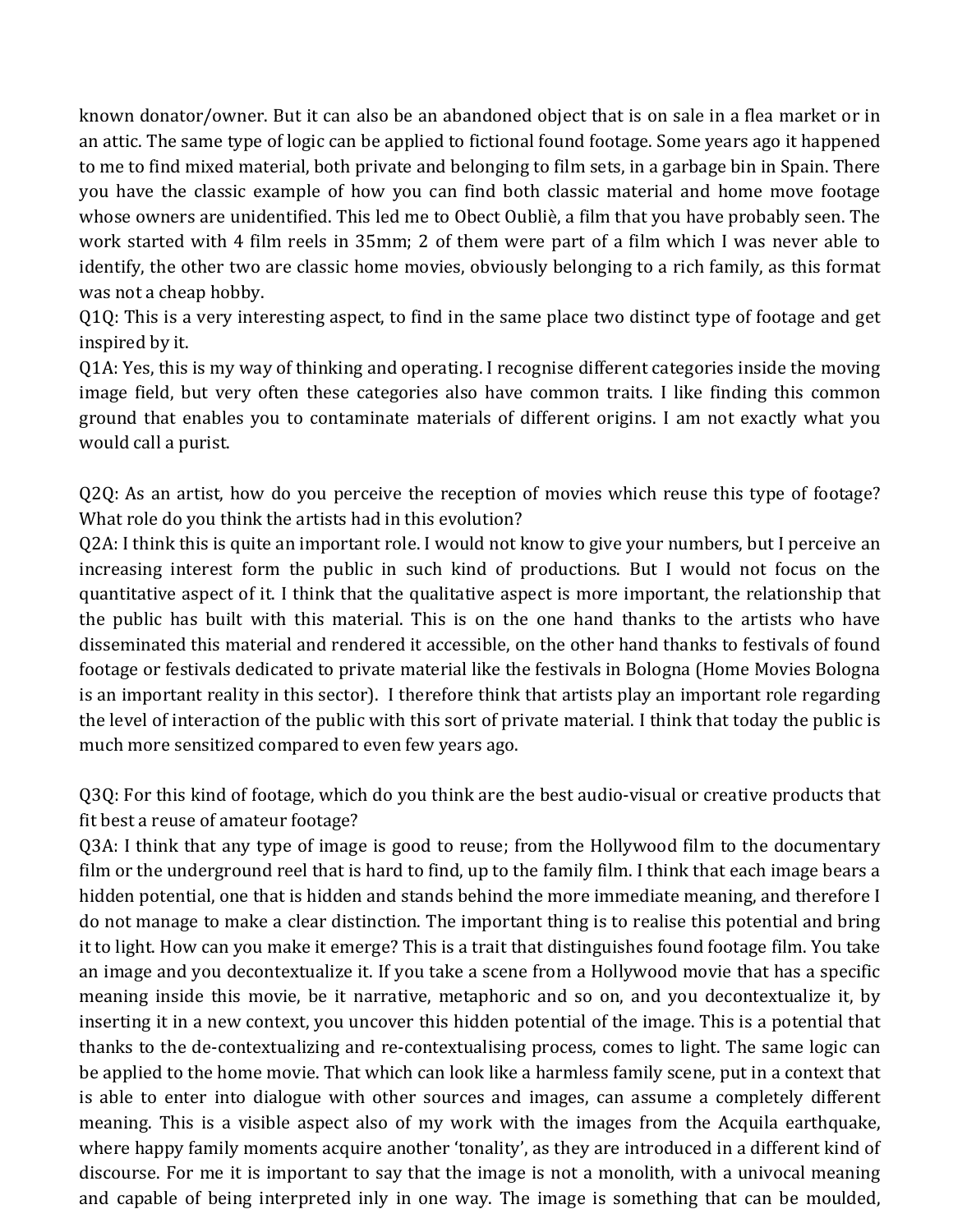known donator/owner. But it can also be an abandoned object that is on sale in a flea market or in an attic. The same type of logic can be applied to fictional found footage. Some years ago it happened to me to find mixed material, both private and belonging to film sets, in a garbage bin in Spain. There you have the classic example of how you can find both classic material and home move footage whose owners are unidentified. This led me to Obect Oubliè, a film that you have probably seen. The work started with 4 film reels in 35mm; 2 of them were part of a film which I was never able to identify, the other two are classic home movies, obviously belonging to a rich family, as this format was not a cheap hobby.

Q1Q: This is a very interesting aspect, to find in the same place two distinct type of footage and get inspired by it.

Q1A: Yes, this is my way of thinking and operating. I recognise different categories inside the moving image field, but very often these categories also have common traits. I like finding this common ground that enables you to contaminate materials of different origins. I am not exactly what you would call a purist.

Q2Q: As an artist, how do you perceive the reception of movies which reuse this type of footage? What role do you think the artists had in this evolution?

Q2A: I think this is quite an important role. I would not know to give your numbers, but I perceive an increasing interest form the public in such kind of productions. But I would not focus on the quantitative aspect of it. I think that the qualitative aspect is more important, the relationship that the public has built with this material. This is on the one hand thanks to the artists who have disseminated this material and rendered it accessible, on the other hand thanks to festivals of found footage or festivals dedicated to private material like the festivals in Bologna (Home Movies Bologna is an important reality in this sector). I therefore think that artists play an important role regarding the level of interaction of the public with this sort of private material. I think that today the public is much more sensitized compared to even few years ago.

Q3Q: For this kind of footage, which do you think are the best audio-visual or creative products that fit best a reuse of amateur footage?

Q3A: I think that any type of image is good to reuse; from the Hollywood film to the documentary film or the underground reel that is hard to find, up to the family film. I think that each image bears a hidden potential, one that is hidden and stands behind the more immediate meaning, and therefore I do not manage to make a clear distinction. The important thing is to realise this potential and bring it to light. How can you make it emerge? This is a trait that distinguishes found footage film. You take an image and you decontextualize it. If you take a scene from a Hollywood movie that has a specific meaning inside this movie, be it narrative, metaphoric and so on, and you decontextualize it, by inserting it in a new context, you uncover this hidden potential of the image. This is a potential that thanks to the de-contextualizing and re-contextualising process, comes to light. The same logic can be applied to the home movie. That which can look like a harmless family scene, put in a context that is able to enter into dialogue with other sources and images, can assume a completely different meaning. This is a visible aspect also of my work with the images from the Acquila earthquake, where happy family moments acquire another 'tonality', as they are introduced in a different kind of discourse. For me it is important to say that the image is not a monolith, with a univocal meaning and capable of being interpreted inly in one way. The image is something that can be moulded,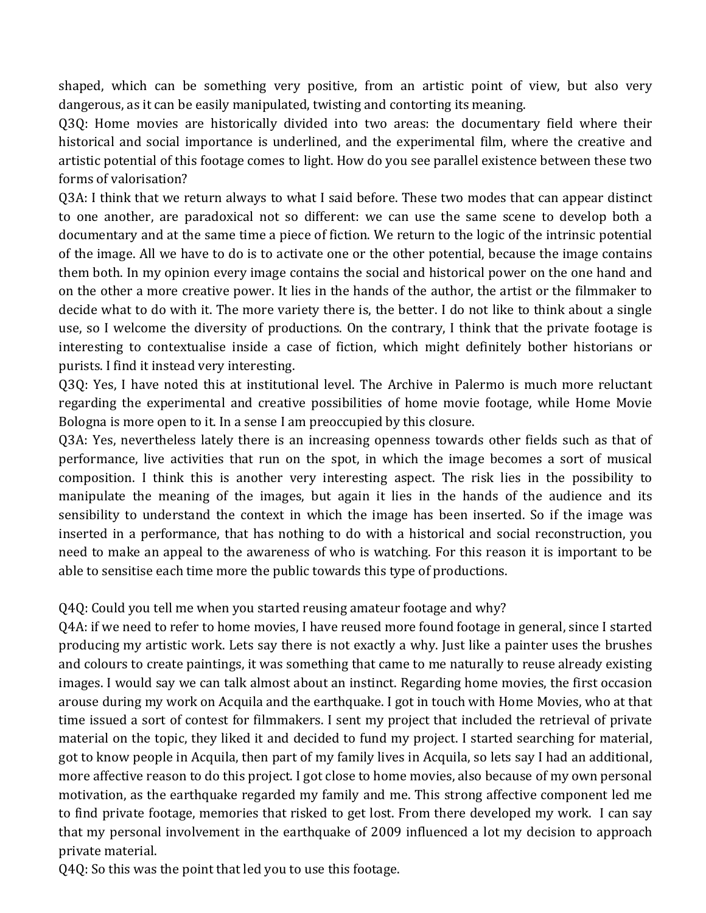shaped, which can be something very positive, from an artistic point of view, but also very dangerous, as it can be easily manipulated, twisting and contorting its meaning.

Q3Q: Home movies are historically divided into two areas: the documentary field where their historical and social importance is underlined, and the experimental film, where the creative and artistic potential of this footage comes to light. How do you see parallel existence between these two forms of valorisation?

Q3A: I think that we return always to what I said before. These two modes that can appear distinct to one another, are paradoxical not so different: we can use the same scene to develop both a documentary and at the same time a piece of fiction. We return to the logic of the intrinsic potential of the image. All we have to do is to activate one or the other potential, because the image contains them both. In my opinion every image contains the social and historical power on the one hand and on the other a more creative power. It lies in the hands of the author, the artist or the filmmaker to decide what to do with it. The more variety there is, the better. I do not like to think about a single use, so I welcome the diversity of productions. On the contrary, I think that the private footage is interesting to contextualise inside a case of fiction, which might definitely bother historians or purists. I find it instead very interesting.

Q3Q: Yes, I have noted this at institutional level. The Archive in Palermo is much more reluctant regarding the experimental and creative possibilities of home movie footage, while Home Movie Bologna is more open to it. In a sense I am preoccupied by this closure.

Q3A: Yes, nevertheless lately there is an increasing openness towards other fields such as that of performance, live activities that run on the spot, in which the image becomes a sort of musical composition. I think this is another very interesting aspect. The risk lies in the possibility to manipulate the meaning of the images, but again it lies in the hands of the audience and its sensibility to understand the context in which the image has been inserted. So if the image was inserted in a performance, that has nothing to do with a historical and social reconstruction, you need to make an appeal to the awareness of who is watching. For this reason it is important to be able to sensitise each time more the public towards this type of productions.

Q4Q: Could you tell me when you started reusing amateur footage and why?

Q4A: if we need to refer to home movies, I have reused more found footage in general, since I started producing my artistic work. Lets say there is not exactly a why. Just like a painter uses the brushes and colours to create paintings, it was something that came to me naturally to reuse already existing images. I would say we can talk almost about an instinct. Regarding home movies, the first occasion arouse during my work on Acquila and the earthquake. I got in touch with Home Movies, who at that time issued a sort of contest for filmmakers. I sent my project that included the retrieval of private material on the topic, they liked it and decided to fund my project. I started searching for material, got to know people in Acquila, then part of my family lives in Acquila, so lets say I had an additional, more affective reason to do this project. I got close to home movies, also because of my own personal motivation, as the earthquake regarded my family and me. This strong affective component led me to find private footage, memories that risked to get lost. From there developed my work. I can say that my personal involvement in the earthquake of 2009 influenced a lot my decision to approach private material.

Q4Q: So this was the point that led you to use this footage.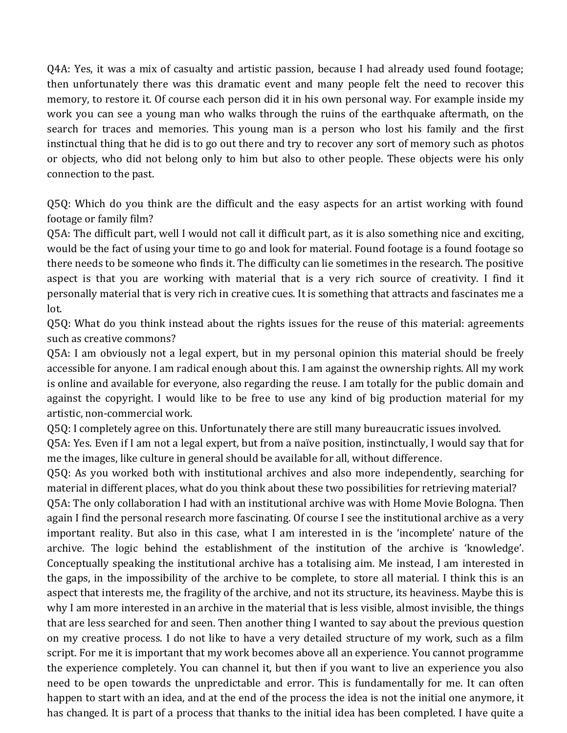Q4A: Yes, it was a mix of casualty and artistic passion, because I had already used found footage; then unfortunately there was this dramatic event and many people felt the need to recover this memory, to restore it. Of course each person did it in his own personal way. For example inside my work you can see a young man who walks through the ruins of the earthquake aftermath, on the search for traces and memories. This young man is a person who lost his family and the first instinctual thing that he did is to go out there and try to recover any sort of memory such as photos or objects, who did not belong only to him but also to other people. These objects were his only connection to the past.

Q5Q: Which do you think are the difficult and the easy aspects for an artist working with found footage or family film?

Q5A: The difficult part, well I would not call it difficult part, as it is also something nice and exciting, would be the fact of using your time to go and look for material. Found footage is a found footage so there needs to be someone who finds it. The difficulty can lie sometimes in the research. The positive aspect is that you are working with material that is a very rich source of creativity. I find it personally material that is very rich in creative cues. It is something that attracts and fascinates me a lot.

Q5Q: What do you think instead about the rights issues for the reuse of this material: agreements such as creative commons?

Q5A: I am obviously not a legal expert, but in my personal opinion this material should be freely accessible for anyone. I am radical enough about this. I am against the ownership rights. All my work is online and available for everyone, also regarding the reuse. I am totally for the public domain and against the copyright. I would like to be free to use any kind of big production material for my artistic, non-commercial work.

Q5Q: I completely agree on this. Unfortunately there are still many bureaucratic issues involved.

Q5A: Yes. Even if I am not a legal expert, but from a naïve position, instinctually, I would say that for me the images, like culture in general should be available for all, without difference.

Q5Q: As you worked both with institutional archives and also more independently, searching for material in different places, what do you think about these two possibilities for retrieving material?

Q5A: The only collaboration I had with an institutional archive was with Home Movie Bologna. Then again I find the personal research more fascinating. Of course I see the institutional archive as a very important reality. But also in this case, what I am interested in is the 'incomplete' nature of the archive. The logic behind the establishment of the institution of the archive is 'knowledge'. Conceptually speaking the institutional archive has a totalising aim. Me instead, I am interested in the gaps, in the impossibility of the archive to be complete, to store all material. I think this is an aspect that interests me, the fragility of the archive, and not its structure, its heaviness. Maybe this is why I am more interested in an archive in the material that is less visible, almost invisible, the things that are less searched for and seen. Then another thing I wanted to say about the previous question on my creative process. I do not like to have a very detailed structure of my work, such as a film script. For me it is important that my work becomes above all an experience. You cannot programme the experience completely. You can channel it, but then if you want to live an experience you also need to be open towards the unpredictable and error. This is fundamentally for me. It can often happen to start with an idea, and at the end of the process the idea is not the initial one anymore, it has changed. It is part of a process that thanks to the initial idea has been completed. I have quite a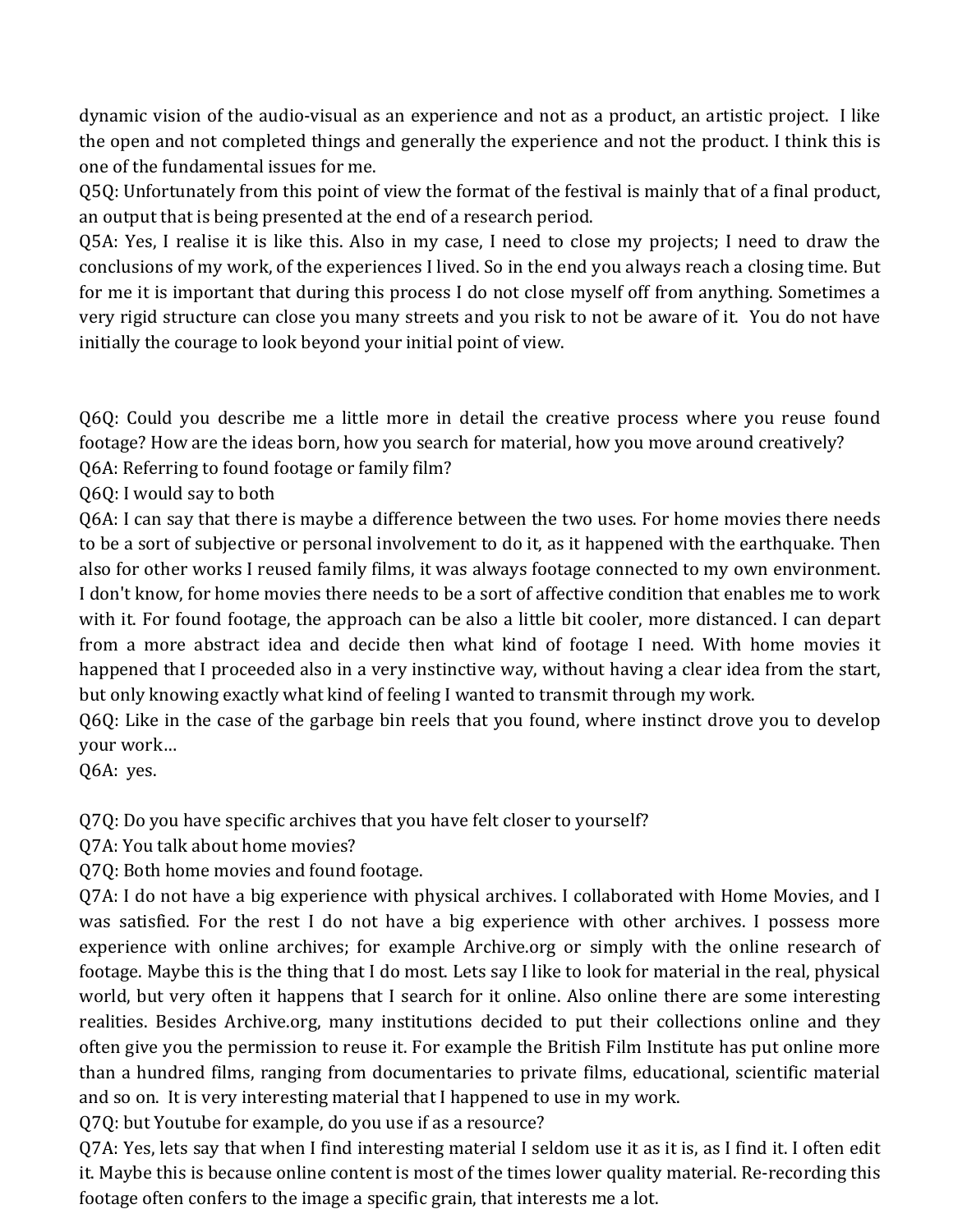dynamic vision of the audio-visual as an experience and not as a product, an artistic project. I like the open and not completed things and generally the experience and not the product. I think this is one of the fundamental issues for me.

Q5Q: Unfortunately from this point of view the format of the festival is mainly that of a final product, an output that is being presented at the end of a research period.

Q5A: Yes, I realise it is like this. Also in my case, I need to close my projects; I need to draw the conclusions of my work, of the experiences I lived. So in the end you always reach a closing time. But for me it is important that during this process I do not close myself off from anything. Sometimes a very rigid structure can close you many streets and you risk to not be aware of it. You do not have initially the courage to look beyond your initial point of view.

Q6Q: Could you describe me a little more in detail the creative process where you reuse found footage? How are the ideas born, how you search for material, how you move around creatively?

Q6A: Referring to found footage or family film?

Q6Q: I would say to both

Q6A: I can say that there is maybe a difference between the two uses. For home movies there needs to be a sort of subjective or personal involvement to do it, as it happened with the earthquake. Then also for other works I reused family films, it was always footage connected to my own environment. I don't know, for home movies there needs to be a sort of affective condition that enables me to work with it. For found footage, the approach can be also a little bit cooler, more distanced. I can depart from a more abstract idea and decide then what kind of footage I need. With home movies it happened that I proceeded also in a very instinctive way, without having a clear idea from the start, but only knowing exactly what kind of feeling I wanted to transmit through my work.

Q6Q: Like in the case of the garbage bin reels that you found, where instinct drove you to develop your work…

Q6A: yes.

Q7Q: Do you have specific archives that you have felt closer to yourself?

Q7A: You talk about home movies?

Q7Q: Both home movies and found footage.

Q7A: I do not have a big experience with physical archives. I collaborated with Home Movies, and I was satisfied. For the rest I do not have a big experience with other archives. I possess more experience with online archives; for example Archive.org or simply with the online research of footage. Maybe this is the thing that I do most. Lets say I like to look for material in the real, physical world, but very often it happens that I search for it online. Also online there are some interesting realities. Besides Archive.org, many institutions decided to put their collections online and they often give you the permission to reuse it. For example the British Film Institute has put online more than a hundred films, ranging from documentaries to private films, educational, scientific material and so on. It is very interesting material that I happened to use in my work.

Q7Q: but Youtube for example, do you use if as a resource?

Q7A: Yes, lets say that when I find interesting material I seldom use it as it is, as I find it. I often edit it. Maybe this is because online content is most of the times lower quality material. Re-recording this footage often confers to the image a specific grain, that interests me a lot.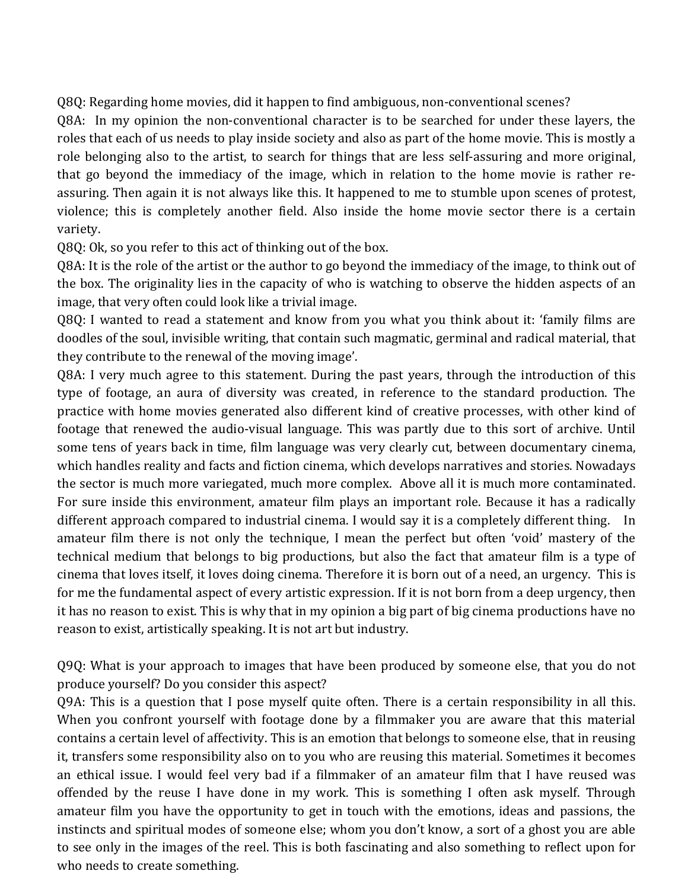Q8Q: Regarding home movies, did it happen to find ambiguous, non-conventional scenes?

Q8A: In my opinion the non-conventional character is to be searched for under these layers, the roles that each of us needs to play inside society and also as part of the home movie. This is mostly a role belonging also to the artist, to search for things that are less self-assuring and more original, that go beyond the immediacy of the image, which in relation to the home movie is rather re-assuring. Then again it is not always like this. It happened to me to stumble upon scenes of protest, violence; this is completely another field. Also inside the home movie sector there is a certain variety.

Q8Q: Ok, so you refer to this act of thinking out of the box.

Q8A: It is the role of the artist or the author to go beyond the immediacy of the image, to think out of the box. The originality lies in the capacity of who is watching to observe the hidden aspects of an image, that very often could look like a trivial image.

Q8Q: I wanted to read a statement and know from you what you think about it: 'family films are doodles of the soul, invisible writing, that contain such magmatic, germinal and radical material, that they contribute to the renewal of the moving image'.

Q8A: I very much agree to this statement. During the past years, through the introduction of this type of footage, an aura of diversity was created, in reference to the standard production. The practice with home movies generated also different kind of creative processes, with other kind of footage that renewed the audio-visual language. This was partly due to this sort of archive. Until some tens of years back in time, film language was very clearly cut, between documentary cinema, which handles reality and facts and fiction cinema, which develops narratives and stories. Nowadays the sector is much more variegated, much more complex. Above all it is much more contaminated. For sure inside this environment, amateur film plays an important role. Because it has a radically different approach compared to industrial cinema. I would say it is a completely different thing. In amateur film there is not only the technique, I mean the perfect but often 'void' mastery of the technical medium that belongs to big productions, but also the fact that amateur film is a type of cinema that loves itself, it loves doing cinema. Therefore it is born out of a need, an urgency. This is for me the fundamental aspect of every artistic expression. If it is not born from a deep urgency, then it has no reason to exist. This is why that in my opinion a big part of big cinema productions have no reason to exist, artistically speaking. It is not art but industry.

Q9Q: What is your approach to images that have been produced by someone else, that you do not produce yourself? Do you consider this aspect?

Q9A: This is a question that I pose myself quite often. There is a certain responsibility in all this. When you confront yourself with footage done by a filmmaker you are aware that this material contains a certain level of affectivity. This is an emotion that belongs to someone else, that in reusing it, transfers some responsibility also on to you who are reusing this material. Sometimes it becomes an ethical issue. I would feel very bad if a filmmaker of an amateur film that I have reused was offended by the reuse I have done in my work. This is something I often ask myself. Through amateur film you have the opportunity to get in touch with the emotions, ideas and passions, the instincts and spiritual modes of someone else; whom you don't know, a sort of a ghost you are able to see only in the images of the reel. This is both fascinating and also something to reflect upon for who needs to create something.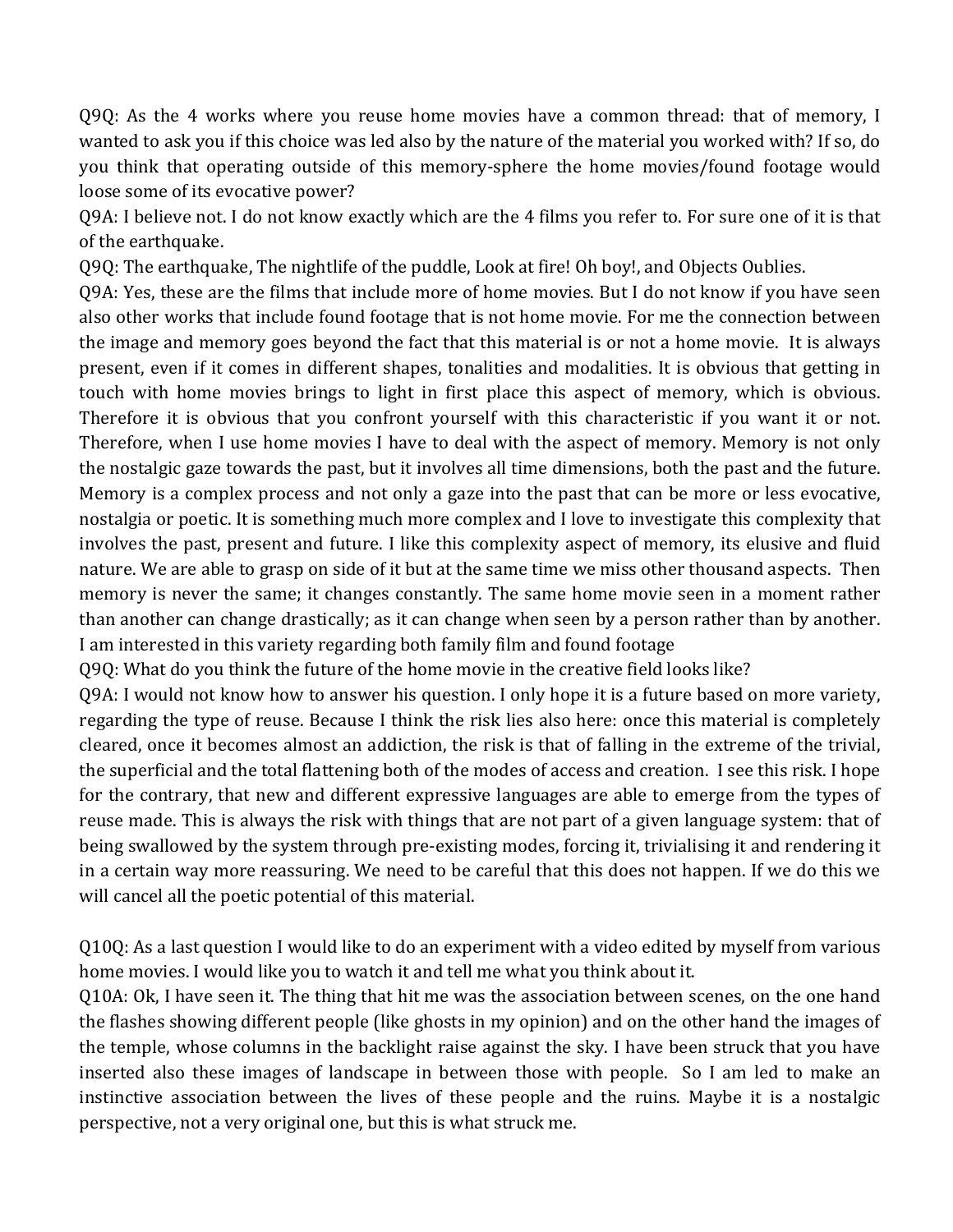Q9Q: As the 4 works where you reuse home movies have a common thread: that of memory, I wanted to ask you if this choice was led also by the nature of the material you worked with? If so, do you think that operating outside of this memory-sphere the home movies/found footage would loose some of its evocative power?

Q9A: I believe not. I do not know exactly which are the 4 films you refer to. For sure one of it is that of the earthquake.

Q9Q: The earthquake, The nightlife of the puddle, Look at fire! Oh boy!, and Objects Oublies.

Q9A: Yes, these are the films that include more of home movies. But I do not know if you have seen also other works that include found footage that is not home movie. For me the connection between the image and memory goes beyond the fact that this material is or not a home movie. It is always present, even if it comes in different shapes, tonalities and modalities. It is obvious that getting in touch with home movies brings to light in first place this aspect of memory, which is obvious. Therefore it is obvious that you confront yourself with this characteristic if you want it or not. Therefore, when I use home movies I have to deal with the aspect of memory. Memory is not only the nostalgic gaze towards the past, but it involves all time dimensions, both the past and the future. Memory is a complex process and not only a gaze into the past that can be more or less evocative, nostalgia or poetic. It is something much more complex and I love to investigate this complexity that involves the past, present and future. I like this complexity aspect of memory, its elusive and fluid nature. We are able to grasp on side of it but at the same time we miss other thousand aspects. Then memory is never the same; it changes constantly. The same home movie seen in a moment rather than another can change drastically; as it can change when seen by a person rather than by another. I am interested in this variety regarding both family film and found footage

Q9Q: What do you think the future of the home movie in the creative field looks like?

Q9A: I would not know how to answer his question. I only hope it is a future based on more variety, regarding the type of reuse. Because I think the risk lies also here: once this material is completely cleared, once it becomes almost an addiction, the risk is that of falling in the extreme of the trivial, the superficial and the total flattening both of the modes of access and creation. I see this risk. I hope for the contrary, that new and different expressive languages are able to emerge from the types of reuse made. This is always the risk with things that are not part of a given language system: that of being swallowed by the system through pre-existing modes, forcing it, trivialising it and rendering it in a certain way more reassuring. We need to be careful that this does not happen. If we do this we will cancel all the poetic potential of this material.

Q10Q: As a last question I would like to do an experiment with a video edited by myself from various home movies. I would like you to watch it and tell me what you think about it.

Q10A: Ok, I have seen it. The thing that hit me was the association between scenes, on the one hand the flashes showing different people (like ghosts in my opinion) and on the other hand the images of the temple, whose columns in the backlight raise against the sky. I have been struck that you have inserted also these images of landscape in between those with people. So I am led to make an instinctive association between the lives of these people and the ruins. Maybe it is a nostalgic perspective, not a very original one, but this is what struck me.